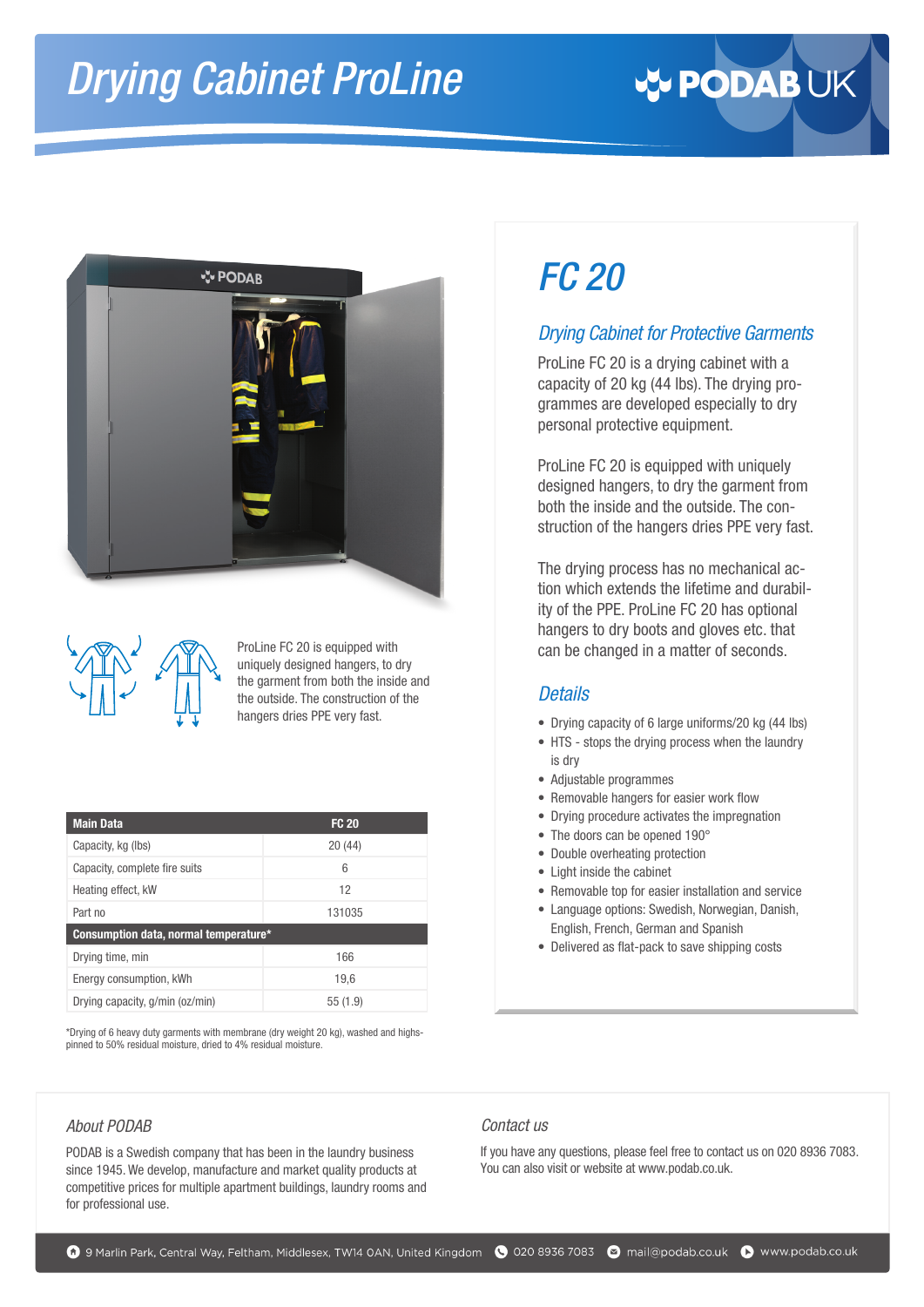# Drying Cabinet ProLine

PODAB UK

ProLine FC 20 is equipped with uniquely designed hangers, to dry the garment from both the inside and the outside. The construction of the hangers dries PPE very fast.

| Main Data | FC 20 |
|---|---|
| Capacity, kg (lbs) | 20 (44) |
| Capacity, complete fire suits | 6 |
| Heating effect, kW | 12 |
| Part no | 131035 |
| **Consumption data, normal temperature*** | |
| Drying time, min | 166 |
| Energy consumption, kWh | 19,6 |
| Drying capacity, g/min (oz/min) | 55 (1.9) |

*Drying of 6 heavy duty garments with membrane (dry weight 20 kg), washed and highspinned to 50% residual moisture, dried to 4% residual moisture.

## FC 20

### *Drying Cabinet for Protective Garments*

ProLine FC 20 is a drying cabinet with a capacity of 20 kg (44 lbs). The drying programmes are developed especially to dry personal protective equipment.

ProLine FC 20 is equipped with uniquely designed hangers, to dry the garment from both the inside and the outside. The construction of the hangers dries PPE very fast.

The drying process has no mechanical action which extends the lifetime and durability of the PPE. ProLine FC 20 has optional hangers to dry boots and gloves etc. that can be changed in a matter of seconds.

### *Details*

- Drying capacity of 6 large uniforms/20 kg (44 lbs)
- HTS - stops the drying process when the laundry is dry
- Adjustable programmes
- Removable hangers for easier work flow
- Drying procedure activates the impregnation
- The doors can be opened 190°
- Double overheating protection
- Light inside the cabinet
- Removable top for easier installation and service
- Language options: Swedish, Norwegian, Danish, English, French, German and Spanish
- Delivered as flat-pack to save shipping costs

### *About PODAB*

PODAB is a Swedish company that has been in the laundry business since 1945. We develop, manufacture and market quality products at competitive prices for multiple apartment buildings, laundry rooms and for professional use.

### *Contact us*

If you have any questions, please feel free to contact us on 020 8936 7083. You can also visit or website at www.podab.co.uk.

9 Marlin Park, Central Way, Feltham, Middlesex, TW14 0AN, United Kingdom | 020 8936 7083 | mail@podab.co.uk | www.podab.co.uk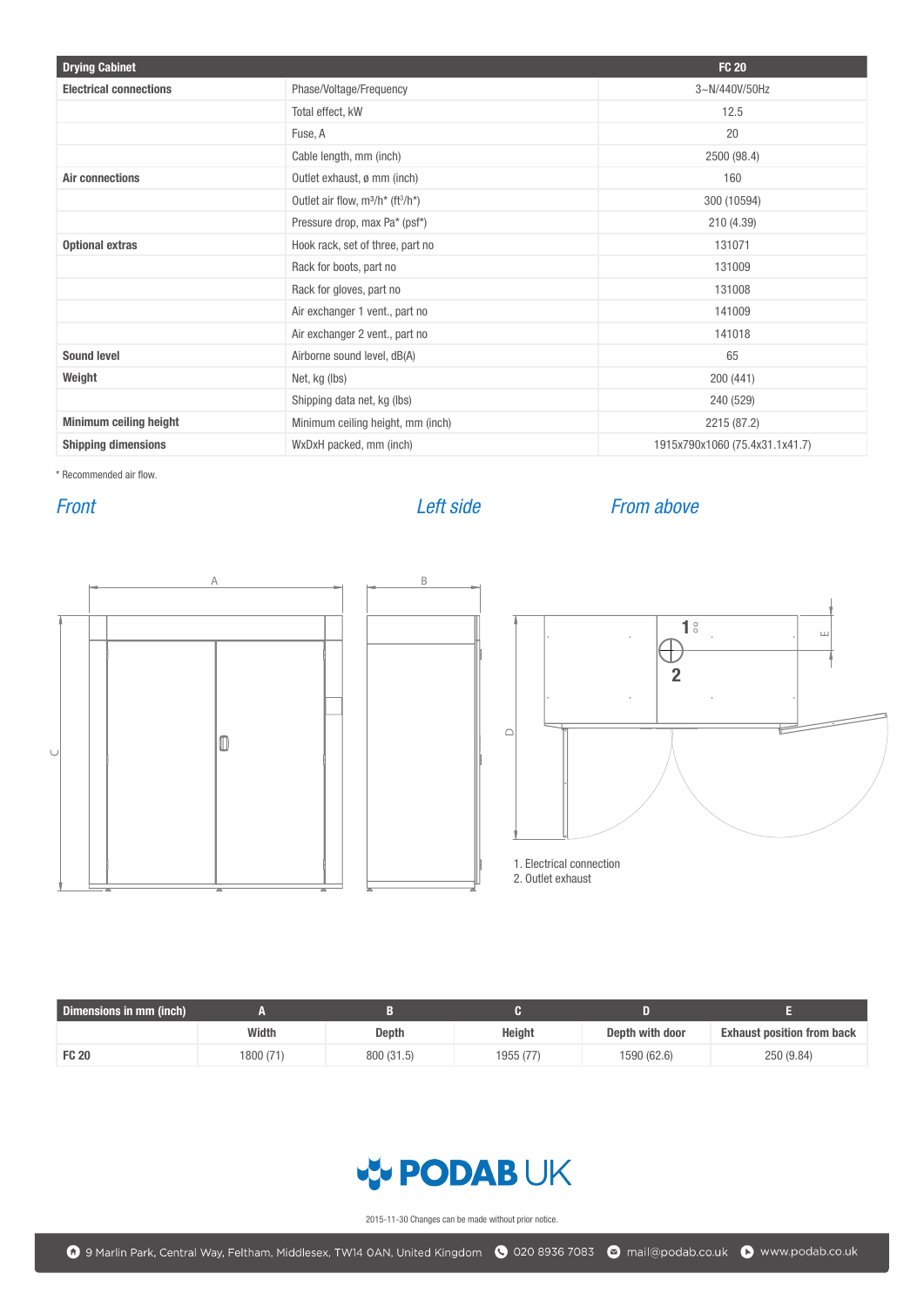| Drying Cabinet | | FC 20 |
|---|---|---|
| **Electrical connections** | Phase/Voltage/Frequency | 3~N/440V/50Hz |
| | Total effect, kW | 12.5 |
| | Fuse, A | 20 |
| | Cable length, mm (inch) | 2500 (98.4) |
| **Air connections** | Outlet exhaust, ø mm (inch) | 160 |
| | Outlet air flow, m³/h* (ft³/h*) | 300 (10594) |
| | Pressure drop, max Pa* (psf*) | 210 (4.39) |
| **Optional extras** | Hook rack, set of three, part no | 131071 |
| | Rack for boots, part no | 131009 |
| | Rack for gloves, part no | 131008 |
| | Air exchanger 1 vent., part no | 141009 |
| | Air exchanger 2 vent., part no | 141018 |
| **Sound level** | Airborne sound level, dB(A) | 65 |
| **Weight** | Net, kg (lbs) | 200 (441) |
| | Shipping data net, kg (lbs) | 240 (529) |
| **Minimum ceiling height** | Minimum ceiling height, mm (inch) | 2215 (87.2) |
| **Shipping dimensions** | WxDxH packed, mm (inch) | 1915x790x1060 (75.4x31.1x41.7) |

\* Recommended air flow.

*Front*

A

C

*Left side*

B

*From above*

D

E

1

2

1. Electrical connection
2. Outlet exhaust

| Dimensions in mm (inch) | A | B | C | D | E |
|---|---|---|---|---|---|
| | Width | Depth | Height | Depth with door | Exhaust position from back |
| **FC 20** | 1800 (71) | 800 (31.5) | 1955 (77) | 1590 (62.6) | 250 (9.84) |

PODAB UK

2015-11-30 Changes can be made without prior notice.

9 Marlin Park, Central Way, Feltham, Middlesex, TW14 0AN, United Kingdom · 020 8936 7083 · mail@podab.co.uk · www.podab.co.uk